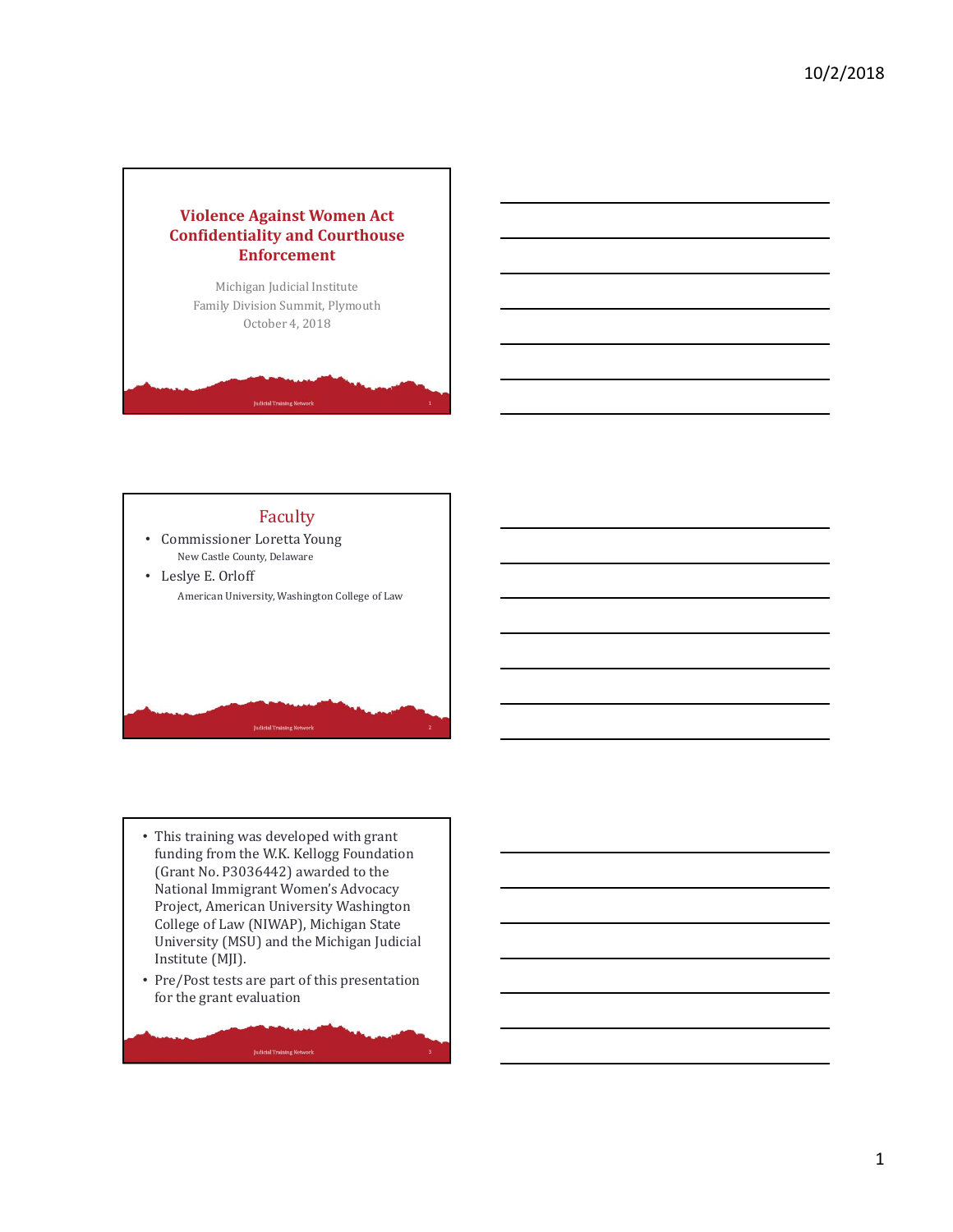# Violence Against Women Act Confidentiality and Courthouse Enforcement

Michigan Judicial Institute
Family Division Summit, Plymouth
October 4, 2018

## Faculty

- Commissioner Loretta Young
  New Castle County, Delaware
- Leslye E. Orloff
  American University, Washington College of Law

---

- This training was developed with grant funding from the W.K. Kellogg Foundation (Grant No. P3036442) awarded to the National Immigrant Women's Advocacy Project, American University Washington College of Law (NIWAP), Michigan State University (MSU) and the Michigan Judicial Institute (MJI).
- Pre/Post tests are part of this presentation for the grant evaluation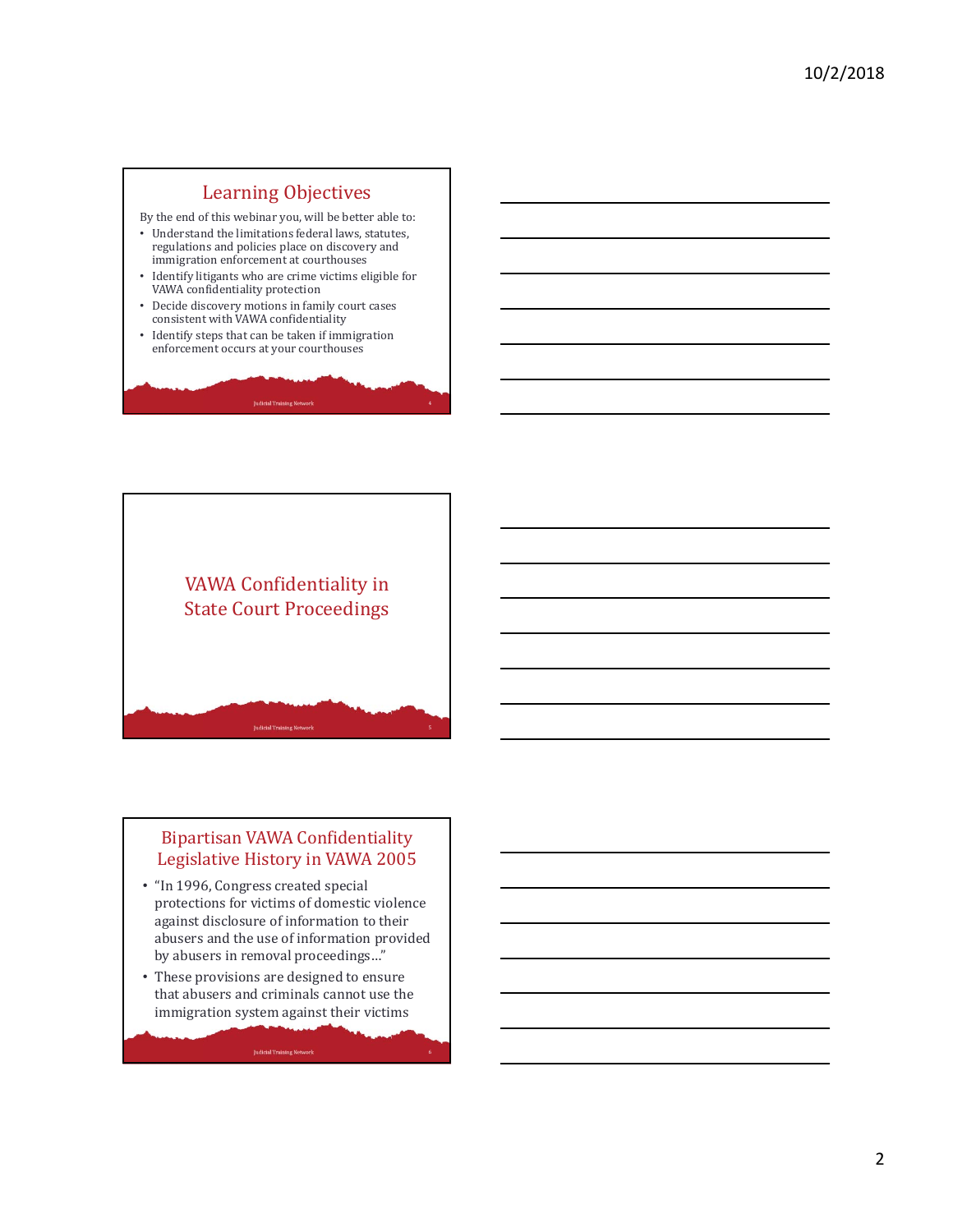## Learning Objectives

By the end of this webinar you, will be better able to:

- Understand the limitations federal laws, statutes, regulations and policies place on discovery and immigration enforcement at courthouses
- Identify litigants who are crime victims eligible for VAWA confidentiality protection
- Decide discovery motions in family court cases consistent with VAWA confidentiality
- Identify steps that can be taken if immigration enforcement occurs at your courthouses

## VAWA Confidentiality in State Court Proceedings

## Bipartisan VAWA Confidentiality Legislative History in VAWA 2005

- "In 1996, Congress created special protections for victims of domestic violence against disclosure of information to their abusers and the use of information provided by abusers in removal proceedings..."
- These provisions are designed to ensure that abusers and criminals cannot use the immigration system against their victims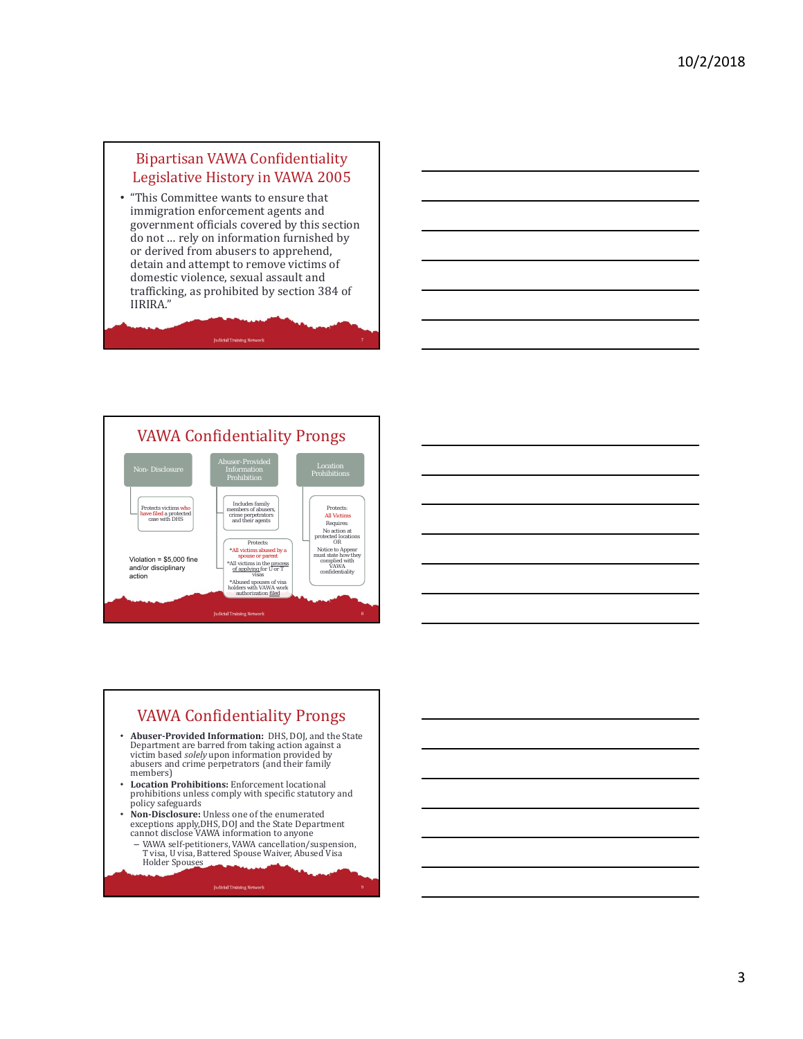## Bipartisan VAWA Confidentiality Legislative History in VAWA 2005

- "This Committee wants to ensure that immigration enforcement agents and government officials covered by this section do not … rely on information furnished by or derived from abusers to apprehend, detain and attempt to remove victims of domestic violence, sexual assault and trafficking, as prohibited by section 384 of IIRIRA."

## VAWA Confidentiality Prongs

**Non- Disclosure**

- Protects victims who have filed a protected case with DHS

Violation = $5,000 fine and/or disciplinary action

**Abuser-Provided Information Prohibition**

- Includes family members of abusers, crime perpetrators and their agents
- Protects:
  - *All victims abused by a spouse or parent
  - *All victims in the process of applying for U or T visas
  - *Abused spouses of visa holders with VAWA work authorization filed

**Location Prohibitions**

- Protects: All Victims
- Requires: No action at protected locations OR Notice to Appear must state how they complied with VAWA confidentiality

## VAWA Confidentiality Prongs

- **Abuser-Provided Information:** DHS, DOJ, and the State Department are barred from taking action against a victim based *solely* upon information provided by abusers and crime perpetrators (and their family members)
- **Location Prohibitions:** Enforcement locational prohibitions unless comply with specific statutory and policy safeguards
- **Non-Disclosure:** Unless one of the enumerated exceptions apply, DHS, DOJ and the State Department cannot disclose VAWA information to anyone
  - VAWA self-petitioners, VAWA cancellation/suspension, T visa, U visa, Battered Spouse Waiver, Abused Visa Holder Spouses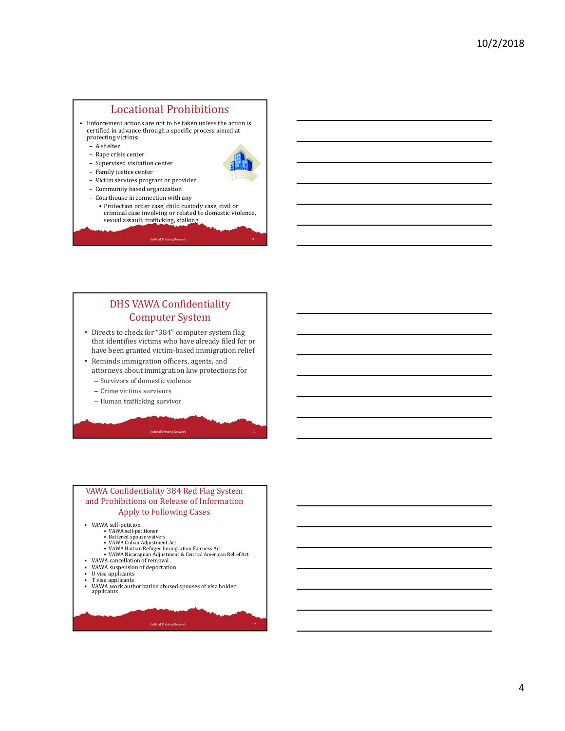## Locational Prohibitions

- Enforcement actions are not to be taken unless the action is certified in advance through a specific process aimed at protecting victims:
  - A shelter
  - Rape crisis center
  - Supervised visitation center
  - Family justice center
  - Victim services program or provider
  - Community based organization
  - Courthouse in connection with any
    - Protection order case, child custody case, civil or criminal case involving or related to domestic violence, sexual assault, trafficking, stalking

## DHS VAWA Confidentiality Computer System

- Directs to check for "384" computer system flag that identifies victims who have already filed for or have been granted victim-based immigration relief
- Reminds immigration officers, agents, and attorneys about immigration law protections for
  - Survivors of domestic violence
  - Crime victims survivors
  - Human trafficking survivor

## VAWA Confidentiality 384 Red Flag System and Prohibitions on Release of Information Apply to Following Cases

- VAWA self-petition
  - VAWA self-petitioner
  - Battered spouse waivers
  - VAWA Cuban Adjustment Act
  - VAWA Haitian Refugee Immigration Fairness Act
  - VAWA Nicaraguan Adjustment & Central American Relief Act
- VAWA cancellation of removal
- VAWA suspension of deportation
- U visa applicants
- T visa applicants
- VAWA work authorization abused spouses of visa holder applicants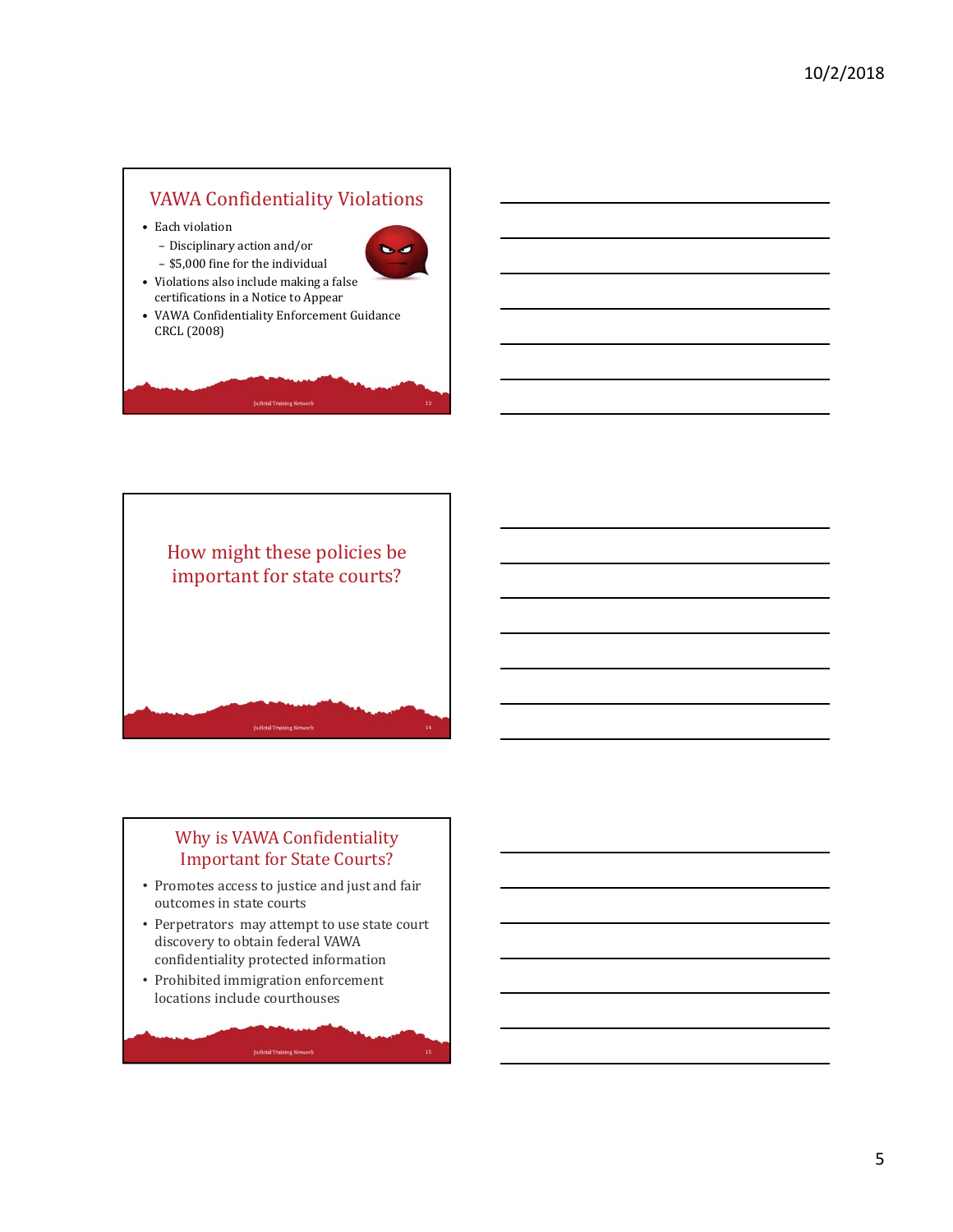## VAWA Confidentiality Violations

- Each violation
  - Disciplinary action and/or
  - $5,000 fine for the individual
- Violations also include making a false certifications in a Notice to Appear
- VAWA Confidentiality Enforcement Guidance CRCL (2008)

## How might these policies be important for state courts?

## Why is VAWA Confidentiality Important for State Courts?

- Promotes access to justice and just and fair outcomes in state courts
- Perpetrators may attempt to use state court discovery to obtain federal VAWA confidentiality protected information
- Prohibited immigration enforcement locations include courthouses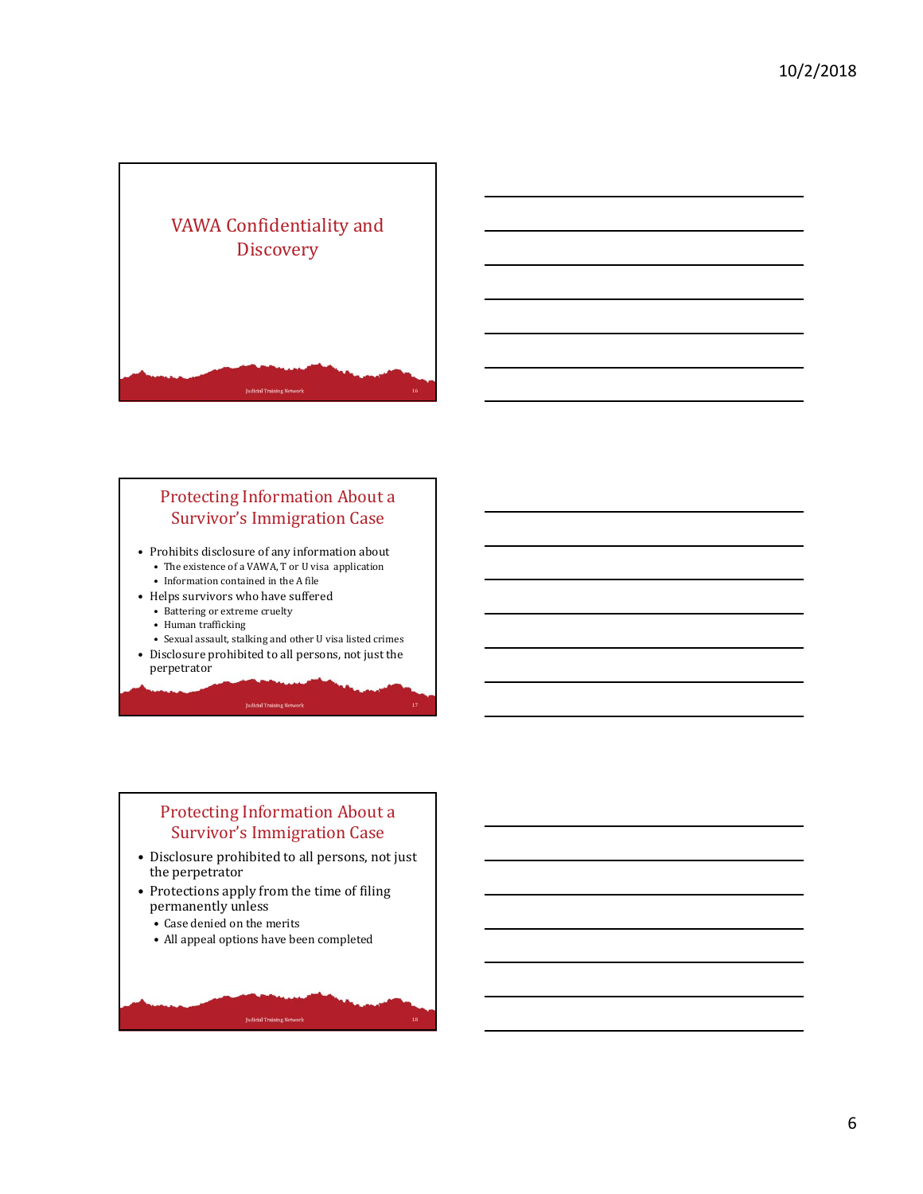# VAWA Confidentiality and Discovery

## Protecting Information About a Survivor's Immigration Case

- Prohibits disclosure of any information about
  - The existence of a VAWA, T or U visa application
  - Information contained in the A file
- Helps survivors who have suffered
  - Battering or extreme cruelty
  - Human trafficking
  - Sexual assault, stalking and other U visa listed crimes
- Disclosure prohibited to all persons, not just the perpetrator

## Protecting Information About a Survivor's Immigration Case

- Disclosure prohibited to all persons, not just the perpetrator
- Protections apply from the time of filing permanently unless
  - Case denied on the merits
  - All appeal options have been completed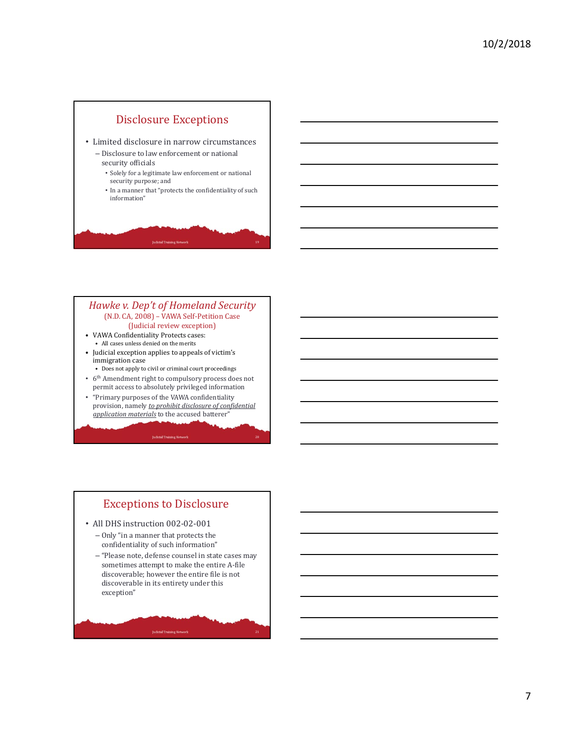## Disclosure Exceptions

- Limited disclosure in narrow circumstances
  - Disclosure to law enforcement or national security officials
    - Solely for a legitimate law enforcement or national security purpose; and
    - In a manner that "protects the confidentiality of such information"

## *Hawke v. Dep't of Homeland Security*

(N.D. CA, 2008) – VAWA Self-Petition Case
(Judicial review exception)

- VAWA Confidentiality Protects cases:
  - All cases unless denied on the merits
- Judicial exception applies to appeals of victim's immigration case
  - Does not apply to civil or criminal court proceedings
- 6th Amendment right to compulsory process does not permit access to absolutely privileged information
- "Primary purposes of the VAWA confidentiality provision, namely *to prohibit disclosure of confidential application materials* to the accused batterer"

## Exceptions to Disclosure

- All DHS instruction 002-02-001
  - Only "in a manner that protects the confidentiality of such information"
  - "Please note, defense counsel in state cases may sometimes attempt to make the entire A-file discoverable; however the entire file is not discoverable in its entirety under this exception"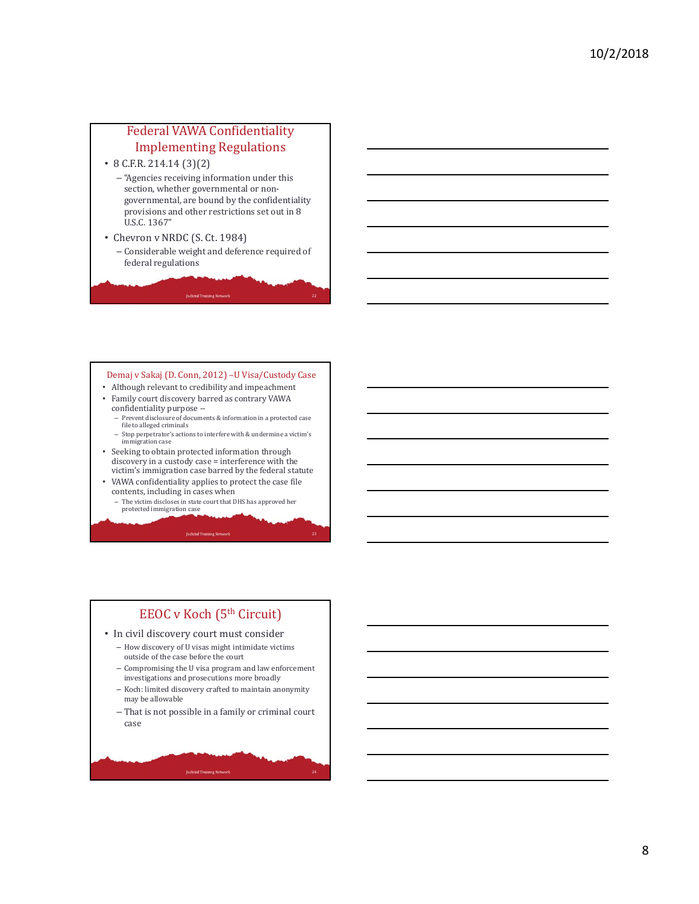## Federal VAWA Confidentiality Implementing Regulations

- 8 C.F.R. 214.14 (3)(2)
  - "Agencies receiving information under this section, whether governmental or non-governmental, are bound by the confidentiality provisions and other restrictions set out in 8 U.S.C. 1367"
- Chevron v NRDC (S. Ct. 1984)
  - Considerable weight and deference required of federal regulations

## Demaj v Sakaj (D. Conn, 2012) –U Visa/Custody Case

- Although relevant to credibility and impeachment
- Family court discovery barred as contrary VAWA confidentiality purpose --
  - Prevent disclosure of documents & information in a protected case file to alleged criminals
  - Stop perpetrator's actions to interfere with & undermine a victim's immigration case
- Seeking to obtain protected information through discovery in a custody case = interference with the victim's immigration case barred by the federal statute
- VAWA confidentiality applies to protect the case file contents, including in cases when
  - The victim discloses in state court that DHS has approved her protected immigration case

## EEOC v Koch (5th Circuit)

- In civil discovery court must consider
  - How discovery of U visas might intimidate victims outside of the case before the court
  - Compromising the U visa program and law enforcement investigations and prosecutions more broadly
  - Koch: limited discovery crafted to maintain anonymity may be allowable
  - That is not possible in a family or criminal court case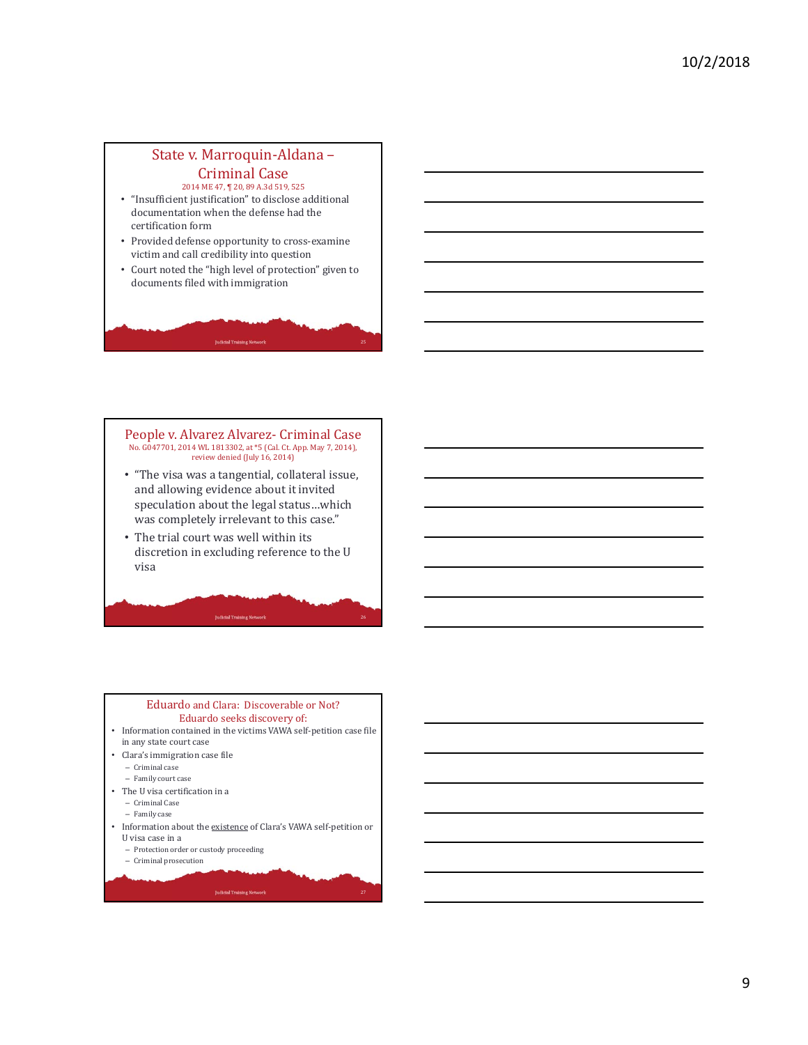## State v. Marroquin-Aldana – Criminal Case

2014 ME 47, ¶ 20, 89 A.3d 519, 525

- "Insufficient justification" to disclose additional documentation when the defense had the certification form
- Provided defense opportunity to cross-examine victim and call credibility into question
- Court noted the "high level of protection" given to documents filed with immigration

## People v. Alvarez Alvarez- Criminal Case

No. G047701, 2014 WL 1813302, at *5 (Cal. Ct. App. May 7, 2014), review denied (July 16, 2014)

- "The visa was a tangential, collateral issue, and allowing evidence about it invited speculation about the legal status…which was completely irrelevant to this case."
- The trial court was well within its discretion in excluding reference to the U visa

## Eduardo and Clara: Discoverable or Not?

### Eduardo seeks discovery of:

- Information contained in the victims VAWA self-petition case file in any state court case
- Clara's immigration case file
  - Criminal case
  - Family court case
- The U visa certification in a
  - Criminal Case
  - Family case
- Information about the existence of Clara's VAWA self-petition or U visa case in a
  - Protection order or custody proceeding
  - Criminal prosecution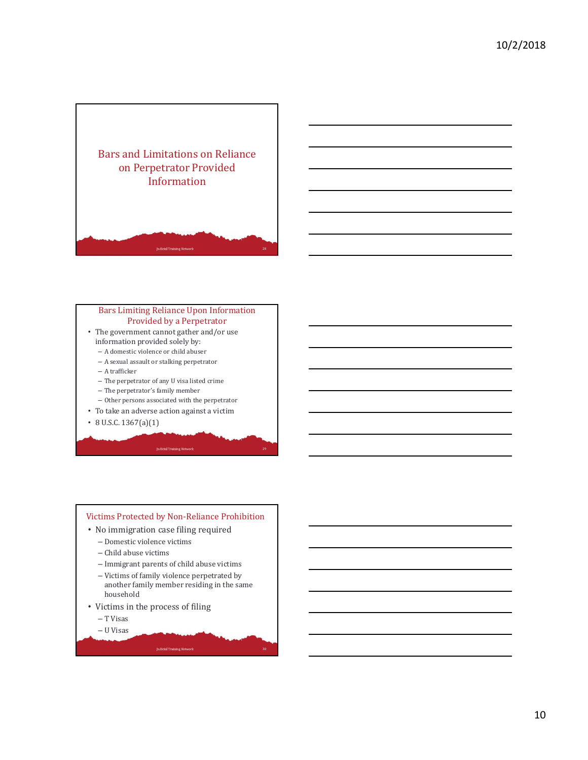## Bars and Limitations on Reliance on Perpetrator Provided Information

## Bars Limiting Reliance Upon Information Provided by a Perpetrator

- The government cannot gather and/or use information provided solely by:
  - A domestic violence or child abuser
  - A sexual assault or stalking perpetrator
  - A trafficker
  - The perpetrator of any U visa listed crime
  - The perpetrator's family member
  - Other persons associated with the perpetrator
- To take an adverse action against a victim
- 8 U.S.C. 1367(a)(1)

## Victims Protected by Non-Reliance Prohibition

- No immigration case filing required
  - Domestic violence victims
  - Child abuse victims
  - Immigrant parents of child abuse victims
  - Victims of family violence perpetrated by another family member residing in the same household
- Victims in the process of filing
  - T Visas
  - U Visas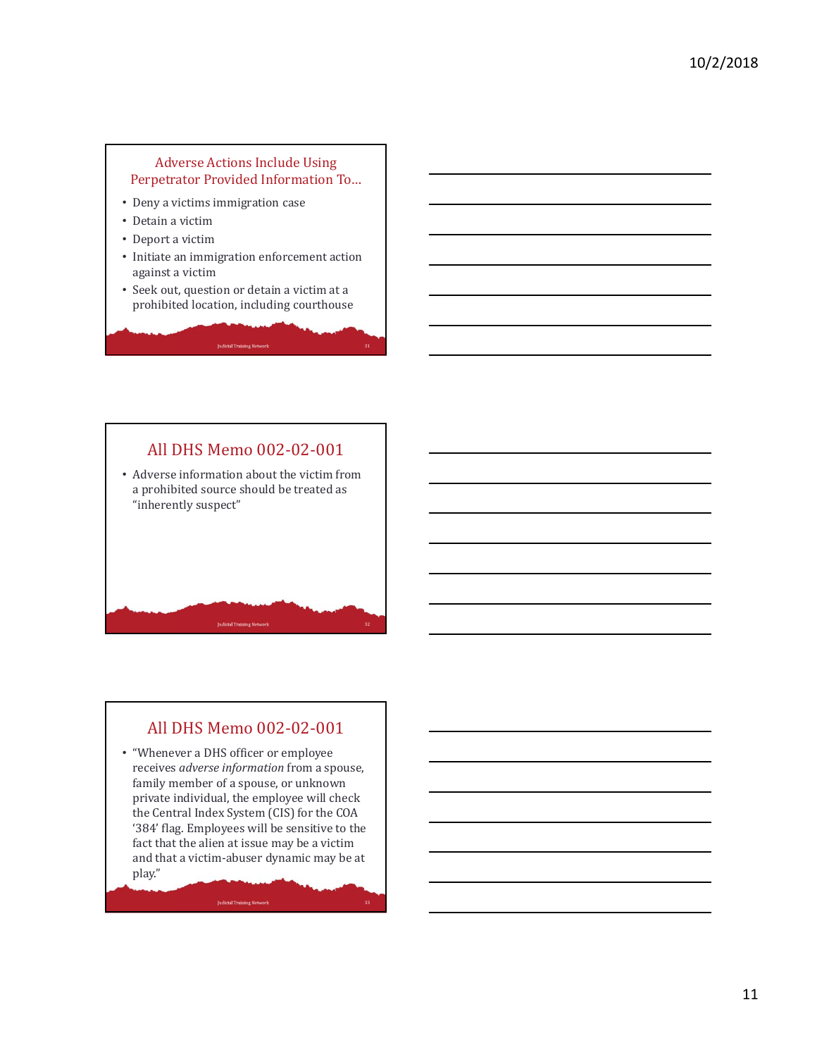## Adverse Actions Include Using Perpetrator Provided Information To…

- Deny a victims immigration case
- Detain a victim
- Deport a victim
- Initiate an immigration enforcement action against a victim
- Seek out, question or detain a victim at a prohibited location, including courthouse

## All DHS Memo 002-02-001

- Adverse information about the victim from a prohibited source should be treated as "inherently suspect"

## All DHS Memo 002-02-001

- "Whenever a DHS officer or employee receives *adverse information* from a spouse, family member of a spouse, or unknown private individual, the employee will check the Central Index System (CIS) for the COA '384' flag. Employees will be sensitive to the fact that the alien at issue may be a victim and that a victim-abuser dynamic may be at play."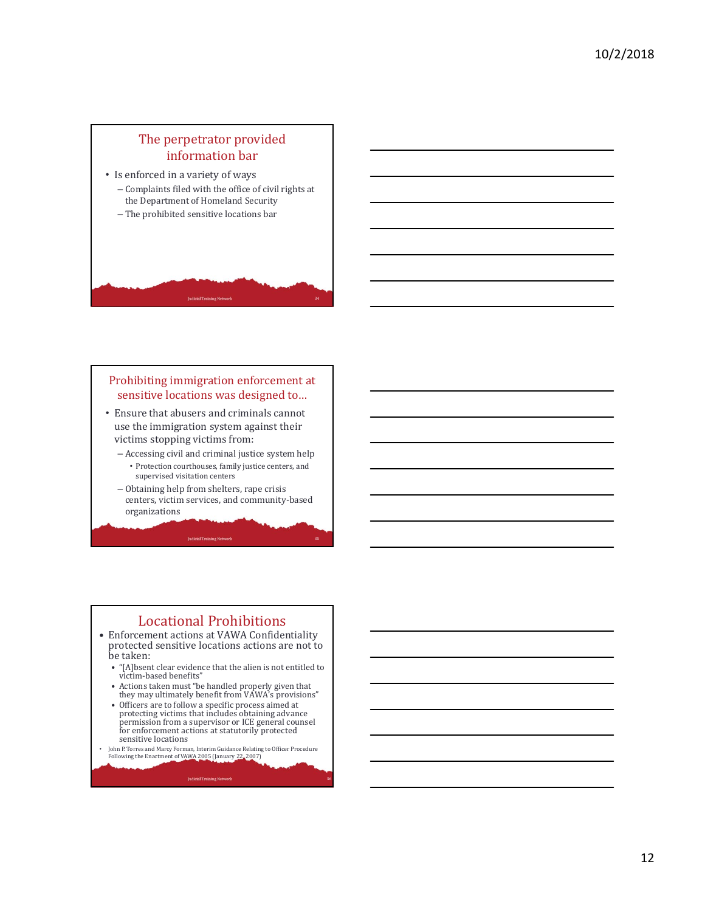## The perpetrator provided information bar

- Is enforced in a variety of ways
  - Complaints filed with the office of civil rights at the Department of Homeland Security
  - The prohibited sensitive locations bar

## Prohibiting immigration enforcement at sensitive locations was designed to…

- Ensure that abusers and criminals cannot use the immigration system against their victims stopping victims from:
  - Accessing civil and criminal justice system help
    - Protection courthouses, family justice centers, and supervised visitation centers
  - Obtaining help from shelters, rape crisis centers, victim services, and community-based organizations

## Locational Prohibitions

- Enforcement actions at VAWA Confidentiality protected sensitive locations actions are not to be taken:
  - "[A]bsent clear evidence that the alien is not entitled to victim-based benefits"
  - Actions taken must "be handled properly given that they may ultimately benefit from VAWA's provisions"
  - Officers are to follow a specific process aimed at protecting victims that includes obtaining advance permission from a supervisor or ICE general counsel for enforcement actions at statutorily protected sensitive locations
- John P. Torres and Marcy Forman, Interim Guidance Relating to Officer Procedure Following the Enactment of VAWA 2005 (January 22, 2007)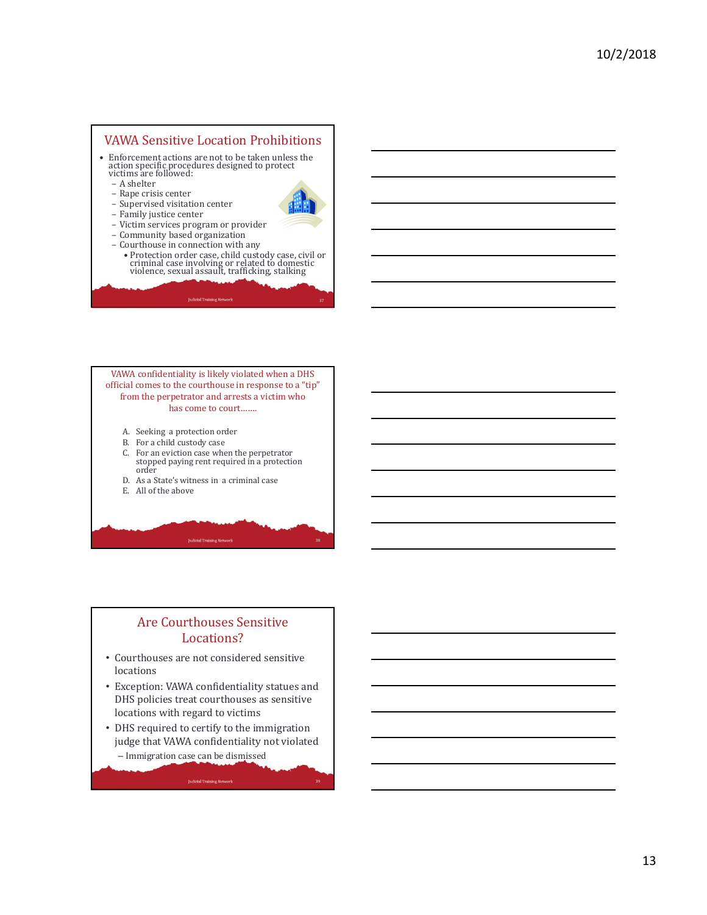## VAWA Sensitive Location Prohibitions

- Enforcement actions are not to be taken unless the action specific procedures designed to protect victims are followed:
  - A shelter
  - Rape crisis center
  - Supervised visitation center
  - Family justice center
  - Victim services program or provider
  - Community based organization
  - Courthouse in connection with any
    - Protection order case, child custody case, civil or criminal case involving or related to domestic violence, sexual assault, trafficking, stalking

VAWA confidentiality is likely violated when a DHS official comes to the courthouse in response to a "tip" from the perpetrator and arrests a victim who has come to court…….

A. Seeking a protection order
B. For a child custody case
C. For an eviction case when the perpetrator stopped paying rent required in a protection order
D. As a State's witness in a criminal case
E. All of the above

## Are Courthouses Sensitive Locations?

- Courthouses are not considered sensitive locations
- Exception: VAWA confidentiality statues and DHS policies treat courthouses as sensitive locations with regard to victims
- DHS required to certify to the immigration judge that VAWA confidentiality not violated
  - Immigration case can be dismissed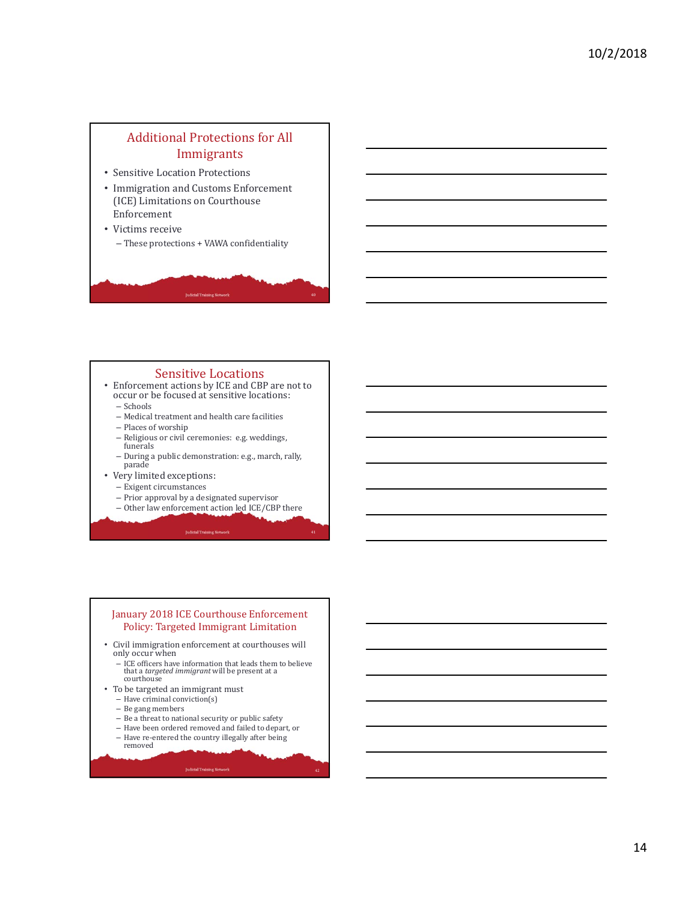## Additional Protections for All Immigrants

- Sensitive Location Protections
- Immigration and Customs Enforcement (ICE) Limitations on Courthouse Enforcement
- Victims receive
  - These protections + VAWA confidentiality

## Sensitive Locations

- Enforcement actions by ICE and CBP are not to occur or be focused at sensitive locations:
  - Schools
  - Medical treatment and health care facilities
  - Places of worship
  - Religious or civil ceremonies: e.g. weddings, funerals
  - During a public demonstration: e.g., march, rally, parade
- Very limited exceptions:
  - Exigent circumstances
  - Prior approval by a designated supervisor
  - Other law enforcement action led ICE/CBP there

## January 2018 ICE Courthouse Enforcement Policy: Targeted Immigrant Limitation

- Civil immigration enforcement at courthouses will only occur when
  - ICE officers have information that leads them to believe that a *targeted immigrant* will be present at a courthouse
- To be targeted an immigrant must
  - Have criminal conviction(s)
  - Be gang members
  - Be a threat to national security or public safety
  - Have been ordered removed and failed to depart, or
  - Have re-entered the country illegally after being removed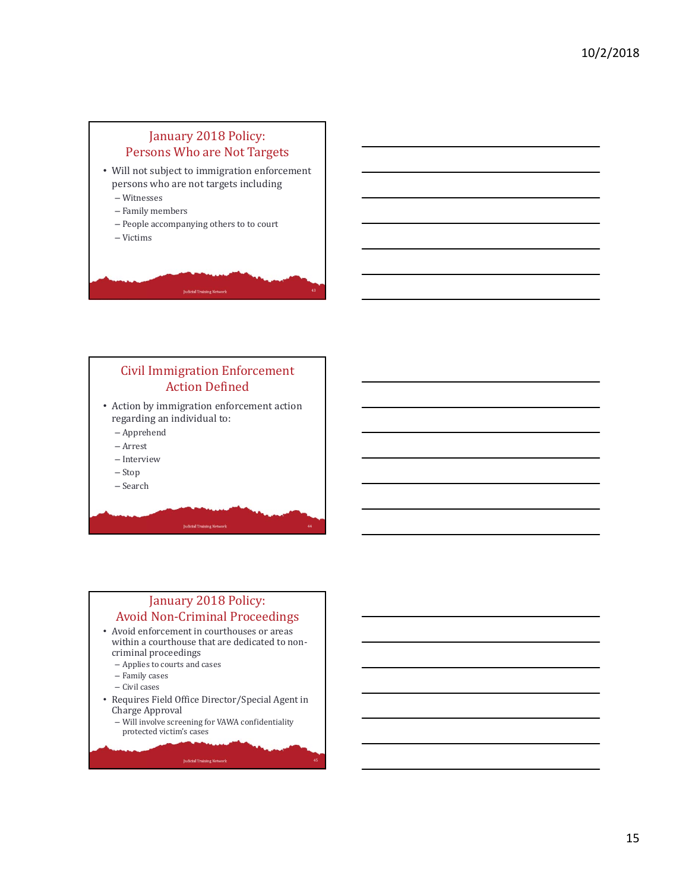## January 2018 Policy: Persons Who are Not Targets

- Will not subject to immigration enforcement persons who are not targets including
  - Witnesses
  - Family members
  - People accompanying others to to court
  - Victims

## Civil Immigration Enforcement Action Defined

- Action by immigration enforcement action regarding an individual to:
  - Apprehend
  - Arrest
  - Interview
  - Stop
  - Search

## January 2018 Policy: Avoid Non-Criminal Proceedings

- Avoid enforcement in courthouses or areas within a courthouse that are dedicated to non-criminal proceedings
  - Applies to courts and cases
  - Family cases
  - Civil cases
- Requires Field Office Director/Special Agent in Charge Approval
  - Will involve screening for VAWA confidentiality protected victim's cases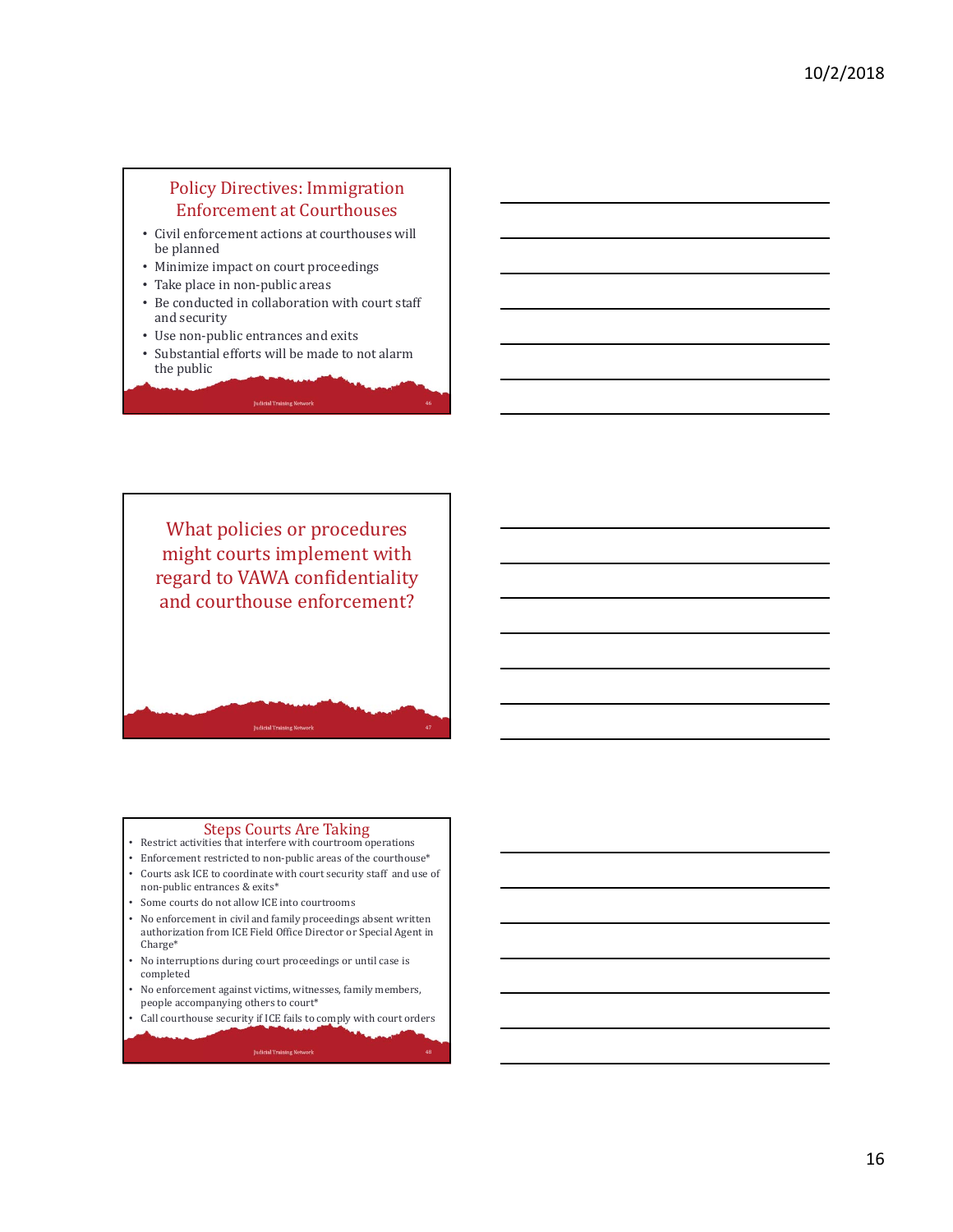## Policy Directives: Immigration Enforcement at Courthouses

- Civil enforcement actions at courthouses will be planned
- Minimize impact on court proceedings
- Take place in non-public areas
- Be conducted in collaboration with court staff and security
- Use non-public entrances and exits
- Substantial efforts will be made to not alarm the public

## What policies or procedures might courts implement with regard to VAWA confidentiality and courthouse enforcement?

## Steps Courts Are Taking

- Restrict activities that interfere with courtroom operations
- Enforcement restricted to non-public areas of the courthouse*
- Courts ask ICE to coordinate with court security staff and use of non-public entrances & exits*
- Some courts do not allow ICE into courtrooms
- No enforcement in civil and family proceedings absent written authorization from ICE Field Office Director or Special Agent in Charge*
- No interruptions during court proceedings or until case is completed
- No enforcement against victims, witnesses, family members, people accompanying others to court*
- Call courthouse security if ICE fails to comply with court orders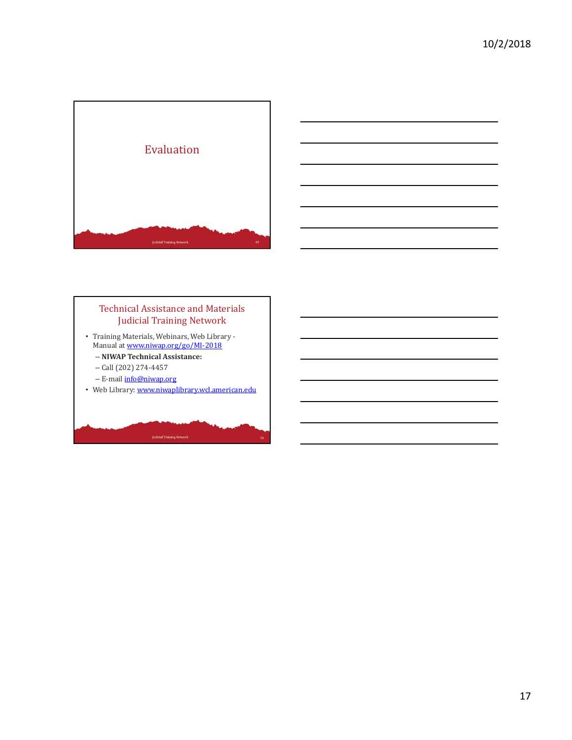## Evaluation

## Technical Assistance and Materials Judicial Training Network

- Training Materials, Webinars, Web Library - Manual at www.niwap.org/go/MI-2018
  - **NIWAP Technical Assistance:**
  - Call (202) 274-4457
  - E-mail info@niwap.org
- Web Library: www.niwaplibrary.wcl.american.edu